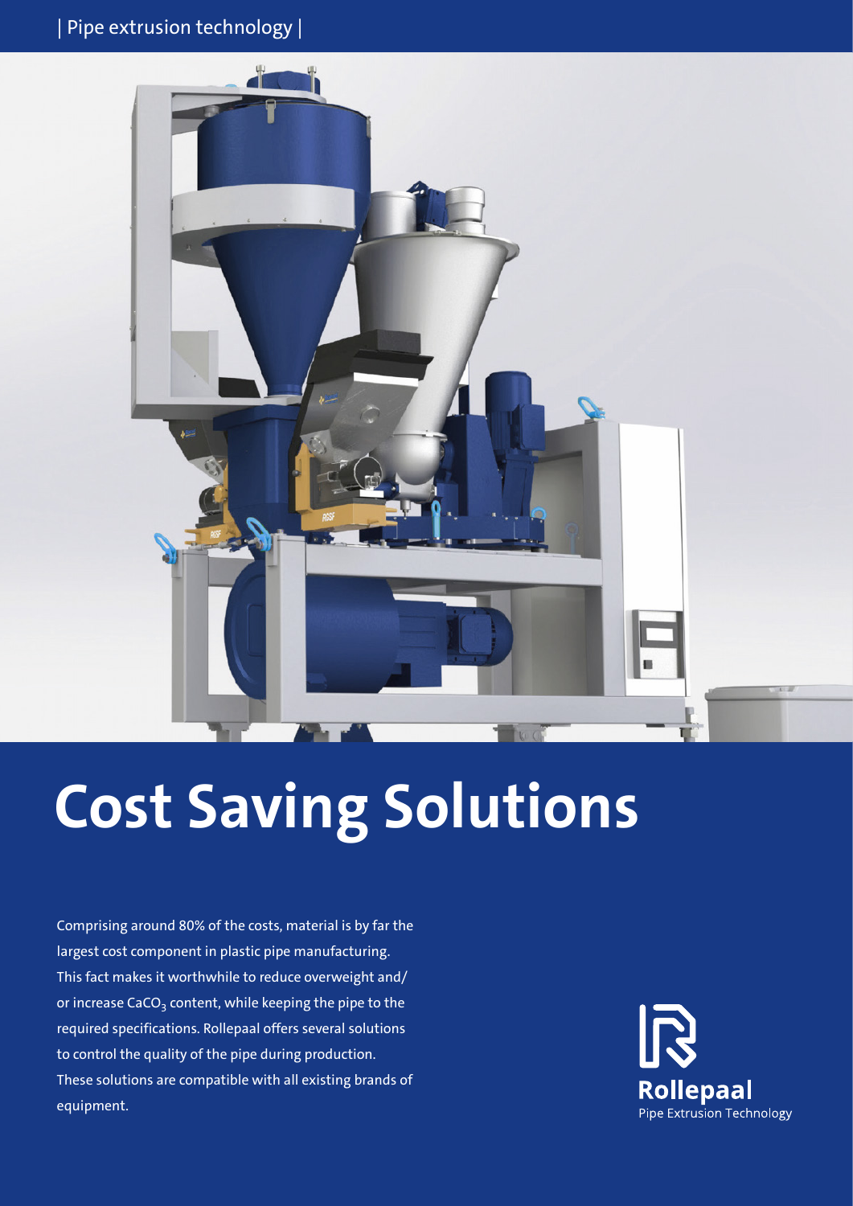| Pipe extrusion technology |

# Cost Saving Solutions

Comprising around 80% of the costs, material is by far the largest cost component in plastic pipe manufacturing. This fact makes it worthwhile to reduce overweight and/or increase $CaCO_3$ content, while keeping the pipe to the required specifications. Rollepaal offers several solutions to control the quality of the pipe during production. These solutions are compatible with all existing brands of equipment.

Rollepaal
Pipe Extrusion Technology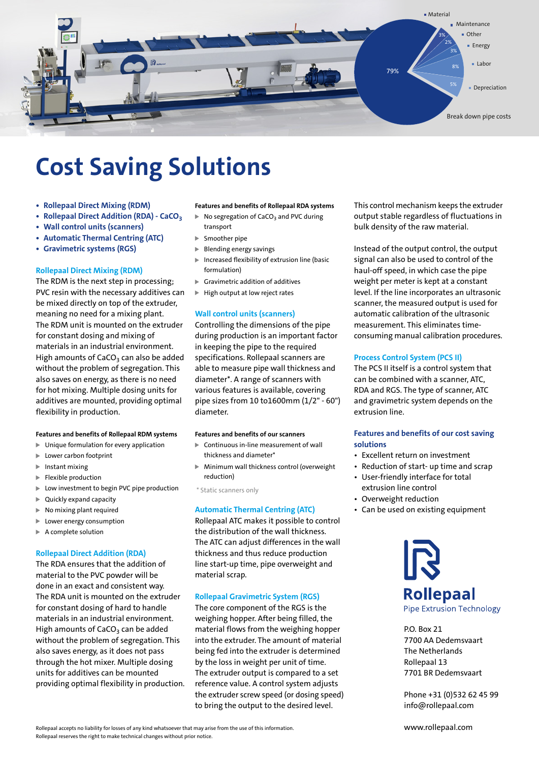Material
Maintenance
Other
Energy
Labor
Depreciation
79%
3%
2%
3%
8%
5%
Break down pipe costs

# Cost Saving Solutions

- **Rollepaal Direct Mixing (RDM)**
- **Rollepaal Direct Addition (RDA) - $CaCO_3$**
- **Wall control units (scanners)**
- **Automatic Thermal Centring (ATC)**
- **Gravimetric systems (RGS)**

## Rollepaal Direct Mixing (RDM)

The RDM is the next step in processing; PVC resin with the necessary additives can be mixed directly on top of the extruder, meaning no need for a mixing plant. The RDM unit is mounted on the extruder for constant dosing and mixing of materials in an industrial environment. High amounts of $CaCO_3$ can also be added without the problem of segregation. This also saves on energy, as there is no need for hot mixing. Multiple dosing units for additives are mounted, providing optimal flexibility in production.

**Features and benefits of Rollepaal RDM systems**

- Unique formulation for every application
- Lower carbon footprint
- Instant mixing
- Flexible production
- Low investment to begin PVC pipe production
- Quickly expand capacity
- No mixing plant required
- Lower energy consumption
- A complete solution

## Rollepaal Direct Addition (RDA)

The RDA ensures that the addition of material to the PVC powder will be done in an exact and consistent way. The RDA unit is mounted on the extruder for constant dosing of hard to handle materials in an industrial environment. High amounts of $CaCO_3$ can be added without the problem of segregation. This also saves energy, as it does not pass through the hot mixer. Multiple dosing units for additives can be mounted providing optimal flexibility in production.

**Features and benefits of Rollepaal RDA systems**

- No segregation of $CaCO_3$ and PVC during transport
- Smoother pipe
- Blending energy savings
- Increased flexibility of extrusion line (basic formulation)
- Gravimetric addition of additives
- High output at low reject rates

## Wall control units (scanners)

Controlling the dimensions of the pipe during production is an important factor in keeping the pipe to the required specifications. Rollepaal scanners are able to measure pipe wall thickness and diameter*. A range of scanners with various features is available, covering pipe sizes from 10 to1600mm (1/2" - 60") diameter.

**Features and benefits of our scanners**

- Continuous in-line measurement of wall thickness and diameter*
- Minimum wall thickness control (overweight reduction)

\* Static scanners only

## Automatic Thermal Centring (ATC)

Rollepaal ATC makes it possible to control the distribution of the wall thickness. The ATC can adjust differences in the wall thickness and thus reduce production line start-up time, pipe overweight and material scrap.

## Rollepaal Gravimetric System (RGS)

The core component of the RGS is the weighing hopper. After being filled, the material flows from the weighing hopper into the extruder. The amount of material being fed into the extruder is determined by the loss in weight per unit of time. The extruder output is compared to a set reference value. A control system adjusts the extruder screw speed (or dosing speed) to bring the output to the desired level.

This control mechanism keeps the extruder output stable regardless of fluctuations in bulk density of the raw material.

Instead of the output control, the output signal can also be used to control of the haul-off speed, in which case the pipe weight per meter is kept at a constant level. If the line incorporates an ultrasonic scanner, the measured output is used for automatic calibration of the ultrasonic measurement. This eliminates time-consuming manual calibration procedures.

## Process Control System (PCS II)

The PCS II itself is a control system that can be combined with a scanner, ATC, RDA and RGS. The type of scanner, ATC and gravimetric system depends on the extrusion line.

## Features and benefits of our cost saving solutions

- Excellent return on investment
- Reduction of start- up time and scrap
- User-friendly interface for total extrusion line control
- Overweight reduction
- Can be used on existing equipment

**Rollepaal**
Pipe Extrusion Technology

P.O. Box 21
7700 AA Dedemsvaart
The Netherlands
Rollepaal 13
7701 BR Dedemsvaart

Phone +31 (0)532 62 45 99
info@rollepaal.com

www.rollepaal.com

Rollepaal accepts no liability for losses of any kind whatsoever that may arise from the use of this information.
Rollepaal reserves the right to make technical changes without prior notice.